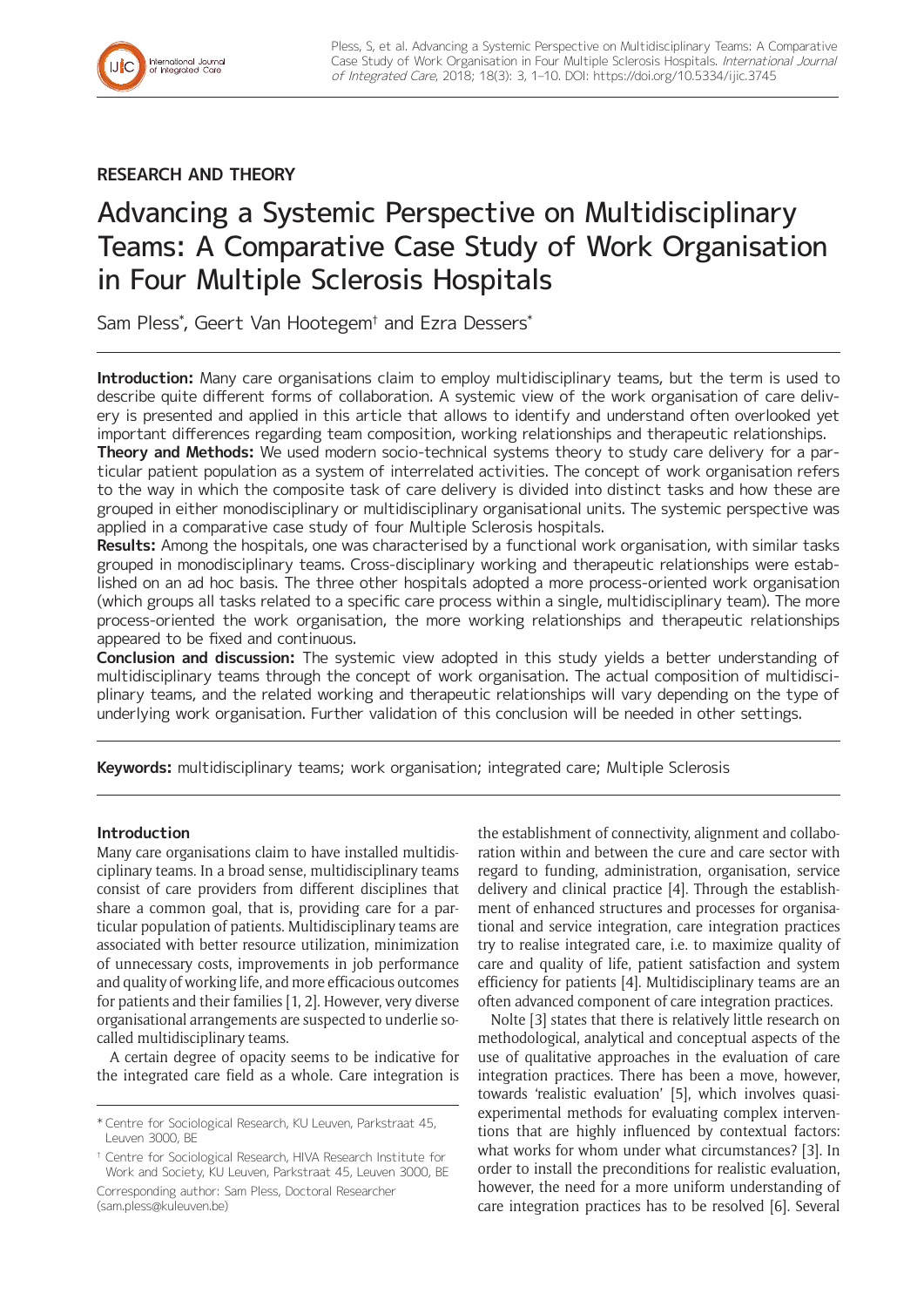RESEARCH AND THEORY

# Advancing a Systemic Perspective on Multidisciplinary Teams: A Comparative Case Study of Work Organisation in Four Multiple Sclerosis Hospitals

Sam Pless*, Geert Van Hootegem† and Ezra Dessers*

**Introduction:** Many care organisations claim to employ multidisciplinary teams, but the term is used to describe quite different forms of collaboration. A systemic view of the work organisation of care delivery is presented and applied in this article that allows to identify and understand often overlooked yet important differences regarding team composition, working relationships and therapeutic relationships.

**Theory and Methods:** We used modern socio-technical systems theory to study care delivery for a particular patient population as a system of interrelated activities. The concept of work organisation refers to the way in which the composite task of care delivery is divided into distinct tasks and how these are grouped in either monodisciplinary or multidisciplinary organisational units. The systemic perspective was applied in a comparative case study of four Multiple Sclerosis hospitals.

**Results:** Among the hospitals, one was characterised by a functional work organisation, with similar tasks grouped in monodisciplinary teams. Cross-disciplinary working and therapeutic relationships were established on an ad hoc basis. The three other hospitals adopted a more process-oriented work organisation (which groups all tasks related to a specific care process within a single, multidisciplinary team). The more process-oriented the work organisation, the more working relationships and therapeutic relationships appeared to be fixed and continuous.

**Conclusion and discussion:** The systemic view adopted in this study yields a better understanding of multidisciplinary teams through the concept of work organisation. The actual composition of multidisciplinary teams, and the related working and therapeutic relationships will vary depending on the type of underlying work organisation. Further validation of this conclusion will be needed in other settings.

**Keywords:** multidisciplinary teams; work organisation; integrated care; Multiple Sclerosis

## Introduction

Many care organisations claim to have installed multidisciplinary teams. In a broad sense, multidisciplinary teams consist of care providers from different disciplines that share a common goal, that is, providing care for a particular population of patients. Multidisciplinary teams are associated with better resource utilization, minimization of unnecessary costs, improvements in job performance and quality of working life, and more efficacious outcomes for patients and their families [1, 2]. However, very diverse organisational arrangements are suspected to underlie so-called multidisciplinary teams.

A certain degree of opacity seems to be indicative for the integrated care field as a whole. Care integration is the establishment of connectivity, alignment and collaboration within and between the cure and care sector with regard to funding, administration, organisation, service delivery and clinical practice [4]. Through the establishment of enhanced structures and processes for organisational and service integration, care integration practices try to realise integrated care, i.e. to maximize quality of care and quality of life, patient satisfaction and system efficiency for patients [4]. Multidisciplinary teams are an often advanced component of care integration practices.

Nolte [3] states that there is relatively little research on methodological, analytical and conceptual aspects of the use of qualitative approaches in the evaluation of care integration practices. There has been a move, however, towards 'realistic evaluation' [5], which involves quasi-experimental methods for evaluating complex interventions that are highly influenced by contextual factors: what works for whom under what circumstances? [3]. In order to install the preconditions for realistic evaluation, however, the need for a more uniform understanding of care integration practices has to be resolved [6]. Several

* Centre for Sociological Research, KU Leuven, Parkstraat 45, Leuven 3000, BE

† Centre for Sociological Research, HIVA Research Institute for Work and Society, KU Leuven, Parkstraat 45, Leuven 3000, BE

Corresponding author: Sam Pless, Doctoral Researcher (sam.pless@kuleuven.be)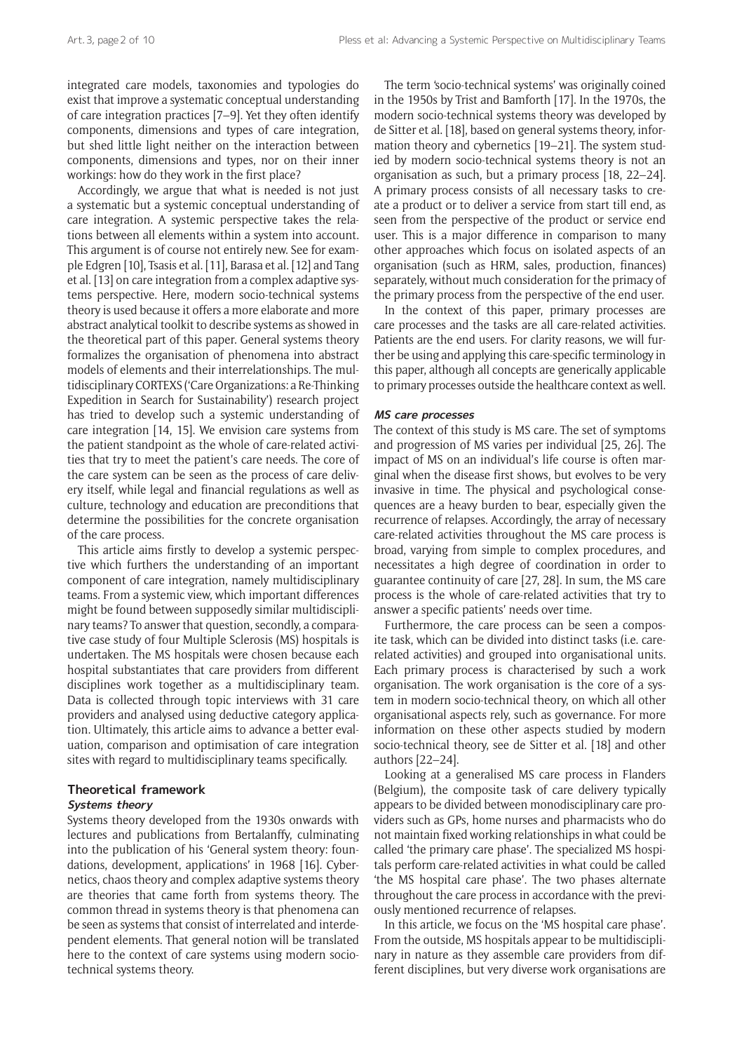integrated care models, taxonomies and typologies do exist that improve a systematic conceptual understanding of care integration practices [7–9]. Yet they often identify components, dimensions and types of care integration, but shed little light neither on the interaction between components, dimensions and types, nor on their inner workings: how do they work in the first place?

Accordingly, we argue that what is needed is not just a systematic but a systemic conceptual understanding of care integration. A systemic perspective takes the relations between all elements within a system into account. This argument is of course not entirely new. See for example Edgren [10], Tsasis et al. [11], Barasa et al. [12] and Tang et al. [13] on care integration from a complex adaptive systems perspective. Here, modern socio-technical systems theory is used because it offers a more elaborate and more abstract analytical toolkit to describe systems as showed in the theoretical part of this paper. General systems theory formalizes the organisation of phenomena into abstract models of elements and their interrelationships. The multidisciplinary CORTEXS ('Care Organizations: a Re-Thinking Expedition in Search for Sustainability') research project has tried to develop such a systemic understanding of care integration [14, 15]. We envision care systems from the patient standpoint as the whole of care-related activities that try to meet the patient's care needs. The core of the care system can be seen as the process of care delivery itself, while legal and financial regulations as well as culture, technology and education are preconditions that determine the possibilities for the concrete organisation of the care process.

This article aims firstly to develop a systemic perspective which furthers the understanding of an important component of care integration, namely multidisciplinary teams. From a systemic view, which important differences might be found between supposedly similar multidisciplinary teams? To answer that question, secondly, a comparative case study of four Multiple Sclerosis (MS) hospitals is undertaken. The MS hospitals were chosen because each hospital substantiates that care providers from different disciplines work together as a multidisciplinary team. Data is collected through topic interviews with 31 care providers and analysed using deductive category application. Ultimately, this article aims to advance a better evaluation, comparison and optimisation of care integration sites with regard to multidisciplinary teams specifically.

## Theoretical framework

### Systems theory

Systems theory developed from the 1930s onwards with lectures and publications from Bertalanffy, culminating into the publication of his 'General system theory: foundations, development, applications' in 1968 [16]. Cybernetics, chaos theory and complex adaptive systems theory are theories that came forth from systems theory. The common thread in systems theory is that phenomena can be seen as systems that consist of interrelated and interdependent elements. That general notion will be translated here to the context of care systems using modern socio-technical systems theory.

The term 'socio-technical systems' was originally coined in the 1950s by Trist and Bamforth [17]. In the 1970s, the modern socio-technical systems theory was developed by de Sitter et al. [18], based on general systems theory, information theory and cybernetics [19–21]. The system studied by modern socio-technical systems theory is not an organisation as such, but a primary process [18, 22–24]. A primary process consists of all necessary tasks to create a product or to deliver a service from start till end, as seen from the perspective of the product or service end user. This is a major difference in comparison to many other approaches which focus on isolated aspects of an organisation (such as HRM, sales, production, finances) separately, without much consideration for the primacy of the primary process from the perspective of the end user.

In the context of this paper, primary processes are care processes and the tasks are all care-related activities. Patients are the end users. For clarity reasons, we will further be using and applying this care-specific terminology in this paper, although all concepts are generically applicable to primary processes outside the healthcare context as well.

### MS care processes

The context of this study is MS care. The set of symptoms and progression of MS varies per individual [25, 26]. The impact of MS on an individual's life course is often marginal when the disease first shows, but evolves to be very invasive in time. The physical and psychological consequences are a heavy burden to bear, especially given the recurrence of relapses. Accordingly, the array of necessary care-related activities throughout the MS care process is broad, varying from simple to complex procedures, and necessitates a high degree of coordination in order to guarantee continuity of care [27, 28]. In sum, the MS care process is the whole of care-related activities that try to answer a specific patients' needs over time.

Furthermore, the care process can be seen a composite task, which can be divided into distinct tasks (i.e. care-related activities) and grouped into organisational units. Each primary process is characterised by such a work organisation. The work organisation is the core of a system in modern socio-technical theory, on which all other organisational aspects rely, such as governance. For more information on these other aspects studied by modern socio-technical theory, see de Sitter et al. [18] and other authors [22–24].

Looking at a generalised MS care process in Flanders (Belgium), the composite task of care delivery typically appears to be divided between monodisciplinary care providers such as GPs, home nurses and pharmacists who do not maintain fixed working relationships in what could be called 'the primary care phase'. The specialized MS hospitals perform care-related activities in what could be called 'the MS hospital care phase'. The two phases alternate throughout the care process in accordance with the previously mentioned recurrence of relapses.

In this article, we focus on the 'MS hospital care phase'. From the outside, MS hospitals appear to be multidisciplinary in nature as they assemble care providers from different disciplines, but very diverse work organisations are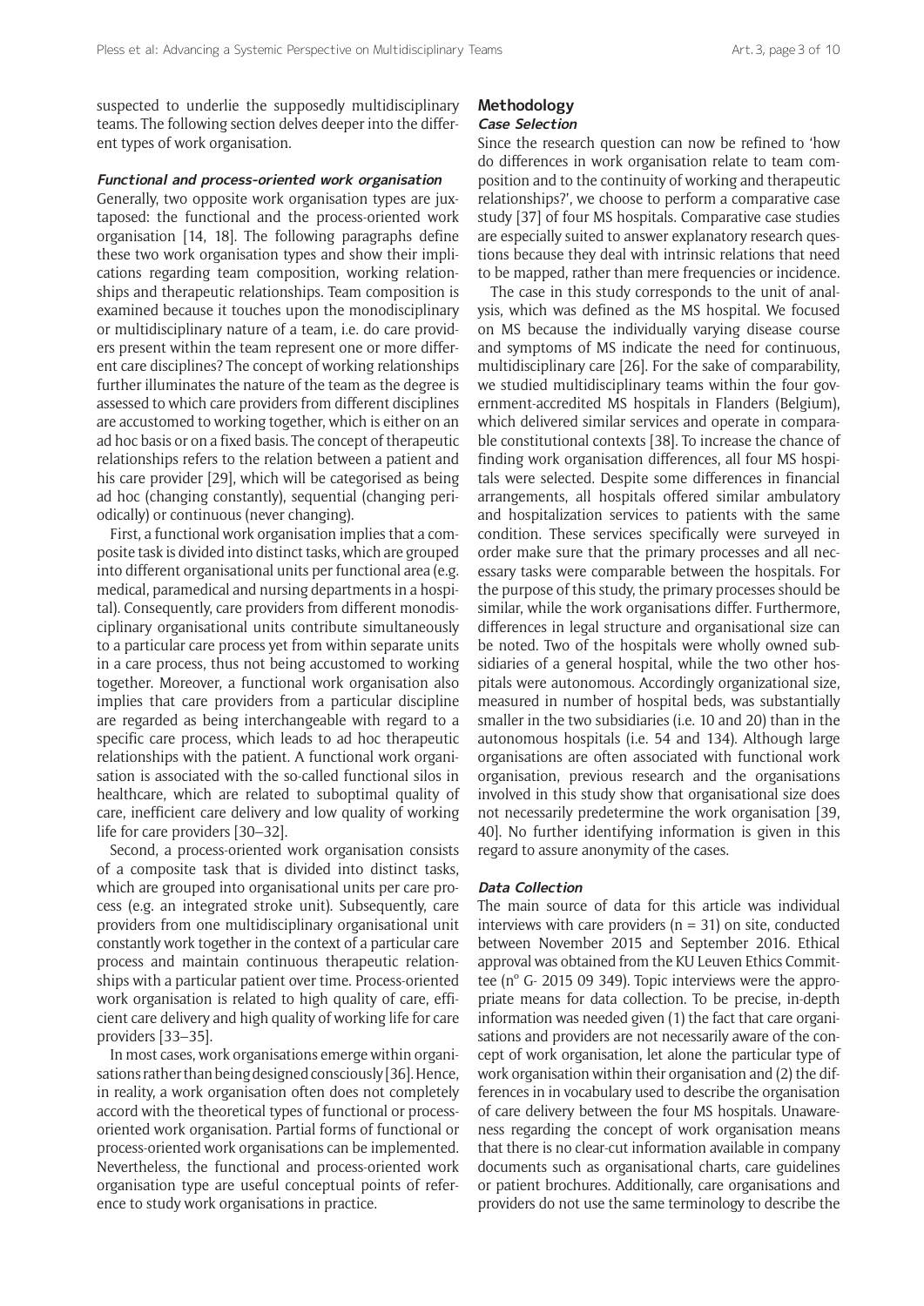suspected to underlie the supposedly multidisciplinary teams. The following section delves deeper into the different types of work organisation.

### *Functional and process-oriented work organisation*

Generally, two opposite work organisation types are juxtaposed: the functional and the process-oriented work organisation [14, 18]. The following paragraphs define these two work organisation types and show their implications regarding team composition, working relationships and therapeutic relationships. Team composition is examined because it touches upon the monodisciplinary or multidisciplinary nature of a team, i.e. do care providers present within the team represent one or more different care disciplines? The concept of working relationships further illuminates the nature of the team as the degree is assessed to which care providers from different disciplines are accustomed to working together, which is either on an ad hoc basis or on a fixed basis. The concept of therapeutic relationships refers to the relation between a patient and his care provider [29], which will be categorised as being ad hoc (changing constantly), sequential (changing periodically) or continuous (never changing).

First, a functional work organisation implies that a composite task is divided into distinct tasks, which are grouped into different organisational units per functional area (e.g. medical, paramedical and nursing departments in a hospital). Consequently, care providers from different monodisciplinary organisational units contribute simultaneously to a particular care process yet from within separate units in a care process, thus not being accustomed to working together. Moreover, a functional work organisation also implies that care providers from a particular discipline are regarded as being interchangeable with regard to a specific care process, which leads to ad hoc therapeutic relationships with the patient. A functional work organisation is associated with the so-called functional silos in healthcare, which are related to suboptimal quality of care, inefficient care delivery and low quality of working life for care providers [30–32].

Second, a process-oriented work organisation consists of a composite task that is divided into distinct tasks, which are grouped into organisational units per care process (e.g. an integrated stroke unit). Subsequently, care providers from one multidisciplinary organisational unit constantly work together in the context of a particular care process and maintain continuous therapeutic relationships with a particular patient over time. Process-oriented work organisation is related to high quality of care, efficient care delivery and high quality of working life for care providers [33–35].

In most cases, work organisations emerge within organisations rather than being designed consciously [36]. Hence, in reality, a work organisation often does not completely accord with the theoretical types of functional or process-oriented work organisation. Partial forms of functional or process-oriented work organisations can be implemented. Nevertheless, the functional and process-oriented work organisation type are useful conceptual points of reference to study work organisations in practice.

## Methodology

### *Case Selection*

Since the research question can now be refined to 'how do differences in work organisation relate to team composition and to the continuity of working and therapeutic relationships?', we choose to perform a comparative case study [37] of four MS hospitals. Comparative case studies are especially suited to answer explanatory research questions because they deal with intrinsic relations that need to be mapped, rather than mere frequencies or incidence.

The case in this study corresponds to the unit of analysis, which was defined as the MS hospital. We focused on MS because the individually varying disease course and symptoms of MS indicate the need for continuous, multidisciplinary care [26]. For the sake of comparability, we studied multidisciplinary teams within the four government-accredited MS hospitals in Flanders (Belgium), which delivered similar services and operate in comparable constitutional contexts [38]. To increase the chance of finding work organisation differences, all four MS hospitals were selected. Despite some differences in financial arrangements, all hospitals offered similar ambulatory and hospitalization services to patients with the same condition. These services specifically were surveyed in order make sure that the primary processes and all necessary tasks were comparable between the hospitals. For the purpose of this study, the primary processes should be similar, while the work organisations differ. Furthermore, differences in legal structure and organisational size can be noted. Two of the hospitals were wholly owned subsidiaries of a general hospital, while the two other hospitals were autonomous. Accordingly organizational size, measured in number of hospital beds, was substantially smaller in the two subsidiaries (i.e. 10 and 20) than in the autonomous hospitals (i.e. 54 and 134). Although large organisations are often associated with functional work organisation, previous research and the organisations involved in this study show that organisational size does not necessarily predetermine the work organisation [39, 40]. No further identifying information is given in this regard to assure anonymity of the cases.

### *Data Collection*

The main source of data for this article was individual interviews with care providers (n = 31) on site, conducted between November 2015 and September 2016. Ethical approval was obtained from the KU Leuven Ethics Committee (n° G- 2015 09 349). Topic interviews were the appropriate means for data collection. To be precise, in-depth information was needed given (1) the fact that care organisations and providers are not necessarily aware of the concept of work organisation, let alone the particular type of work organisation within their organisation and (2) the differences in in vocabulary used to describe the organisation of care delivery between the four MS hospitals. Unawareness regarding the concept of work organisation means that there is no clear-cut information available in company documents such as organisational charts, care guidelines or patient brochures. Additionally, care organisations and providers do not use the same terminology to describe the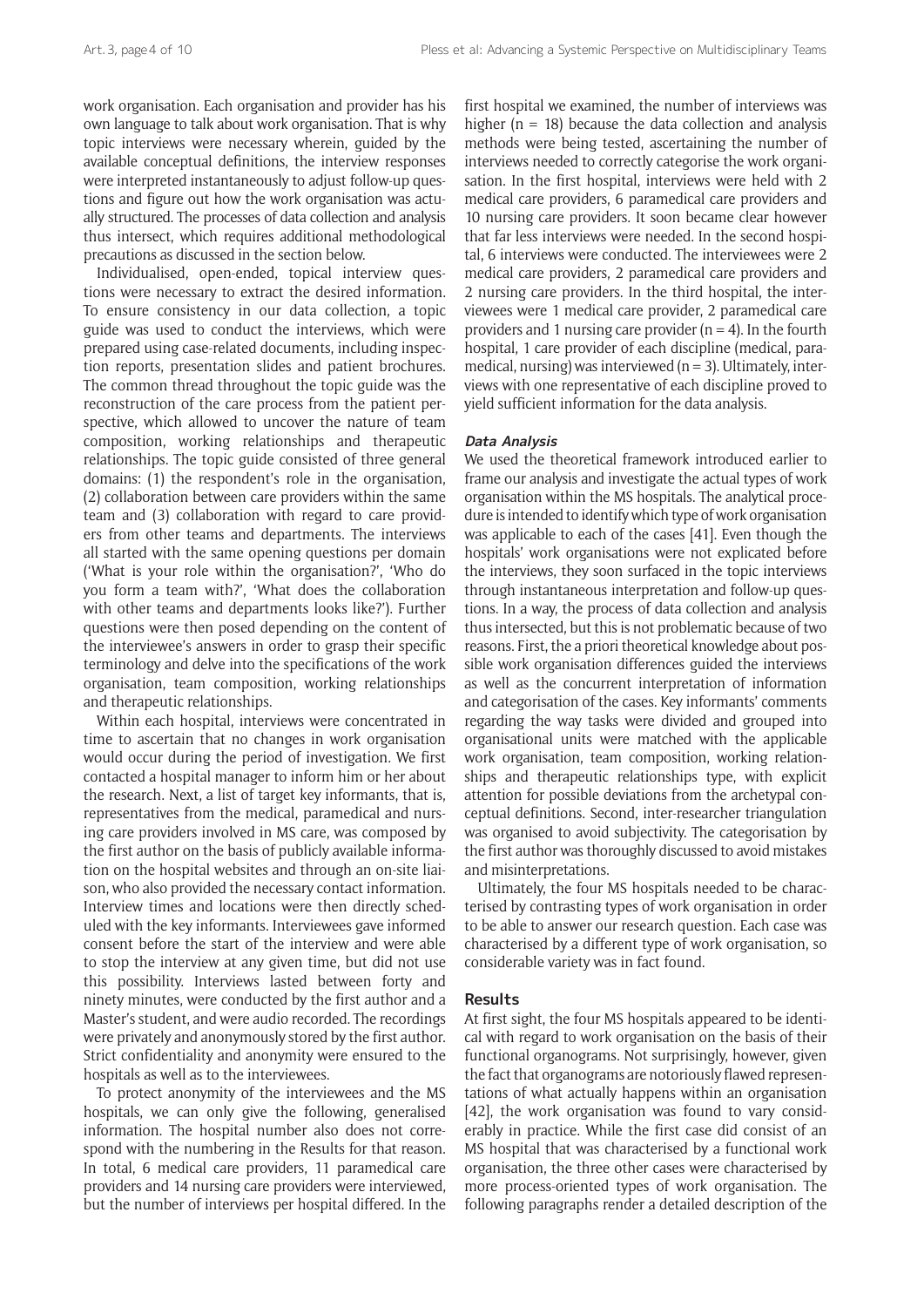work organisation. Each organisation and provider has his own language to talk about work organisation. That is why topic interviews were necessary wherein, guided by the available conceptual definitions, the interview responses were interpreted instantaneously to adjust follow-up questions and figure out how the work organisation was actually structured. The processes of data collection and analysis thus intersect, which requires additional methodological precautions as discussed in the section below.

Individualised, open-ended, topical interview questions were necessary to extract the desired information. To ensure consistency in our data collection, a topic guide was used to conduct the interviews, which were prepared using case-related documents, including inspection reports, presentation slides and patient brochures. The common thread throughout the topic guide was the reconstruction of the care process from the patient perspective, which allowed to uncover the nature of team composition, working relationships and therapeutic relationships. The topic guide consisted of three general domains: (1) the respondent's role in the organisation, (2) collaboration between care providers within the same team and (3) collaboration with regard to care providers from other teams and departments. The interviews all started with the same opening questions per domain ('What is your role within the organisation?', 'Who do you form a team with?', 'What does the collaboration with other teams and departments looks like?'). Further questions were then posed depending on the content of the interviewee's answers in order to grasp their specific terminology and delve into the specifications of the work organisation, team composition, working relationships and therapeutic relationships.

Within each hospital, interviews were concentrated in time to ascertain that no changes in work organisation would occur during the period of investigation. We first contacted a hospital manager to inform him or her about the research. Next, a list of target key informants, that is, representatives from the medical, paramedical and nursing care providers involved in MS care, was composed by the first author on the basis of publicly available information on the hospital websites and through an on-site liaison, who also provided the necessary contact information. Interview times and locations were then directly scheduled with the key informants. Interviewees gave informed consent before the start of the interview and were able to stop the interview at any given time, but did not use this possibility. Interviews lasted between forty and ninety minutes, were conducted by the first author and a Master's student, and were audio recorded. The recordings were privately and anonymously stored by the first author. Strict confidentiality and anonymity were ensured to the hospitals as well as to the interviewees.

To protect anonymity of the interviewees and the MS hospitals, we can only give the following, generalised information. The hospital number also does not correspond with the numbering in the Results for that reason. In total, 6 medical care providers, 11 paramedical care providers and 14 nursing care providers were interviewed, but the number of interviews per hospital differed. In the first hospital we examined, the number of interviews was higher (n = 18) because the data collection and analysis methods were being tested, ascertaining the number of interviews needed to correctly categorise the work organisation. In the first hospital, interviews were held with 2 medical care providers, 6 paramedical care providers and 10 nursing care providers. It soon became clear however that far less interviews were needed. In the second hospital, 6 interviews were conducted. The interviewees were 2 medical care providers, 2 paramedical care providers and 2 nursing care providers. In the third hospital, the interviewees were 1 medical care provider, 2 paramedical care providers and 1 nursing care provider (n = 4). In the fourth hospital, 1 care provider of each discipline (medical, paramedical, nursing) was interviewed (n = 3). Ultimately, interviews with one representative of each discipline proved to yield sufficient information for the data analysis.

### *Data Analysis*

We used the theoretical framework introduced earlier to frame our analysis and investigate the actual types of work organisation within the MS hospitals. The analytical procedure is intended to identify which type of work organisation was applicable to each of the cases [41]. Even though the hospitals' work organisations were not explicated before the interviews, they soon surfaced in the topic interviews through instantaneous interpretation and follow-up questions. In a way, the process of data collection and analysis thus intersected, but this is not problematic because of two reasons. First, the a priori theoretical knowledge about possible work organisation differences guided the interviews as well as the concurrent interpretation of information and categorisation of the cases. Key informants' comments regarding the way tasks were divided and grouped into organisational units were matched with the applicable work organisation, team composition, working relationships and therapeutic relationships type, with explicit attention for possible deviations from the archetypal conceptual definitions. Second, inter-researcher triangulation was organised to avoid subjectivity. The categorisation by the first author was thoroughly discussed to avoid mistakes and misinterpretations.

Ultimately, the four MS hospitals needed to be characterised by contrasting types of work organisation in order to be able to answer our research question. Each case was characterised by a different type of work organisation, so considerable variety was in fact found.

## Results

At first sight, the four MS hospitals appeared to be identical with regard to work organisation on the basis of their functional organograms. Not surprisingly, however, given the fact that organograms are notoriously flawed representations of what actually happens within an organisation [42], the work organisation was found to vary considerably in practice. While the first case did consist of an MS hospital that was characterised by a functional work organisation, the three other cases were characterised by more process-oriented types of work organisation. The following paragraphs render a detailed description of the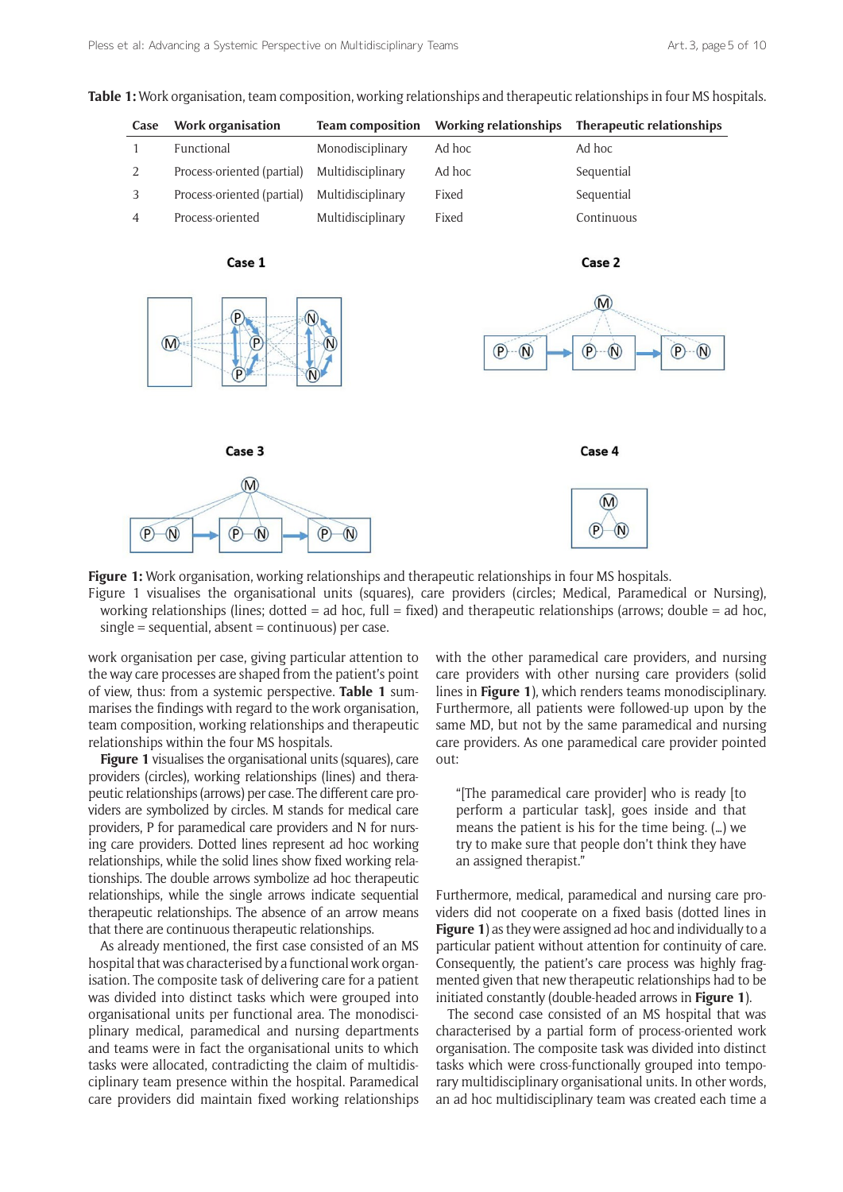**Table 1:** Work organisation, team composition, working relationships and therapeutic relationships in four MS hospitals.

| Case | Work organisation | Team composition | Working relationships | Therapeutic relationships |
|---|---|---|---|---|
| 1 | Functional | Monodisciplinary | Ad hoc | Ad hoc |
| 2 | Process-oriented (partial) | Multidisciplinary | Ad hoc | Sequential |
| 3 | Process-oriented (partial) | Multidisciplinary | Fixed | Sequential |
| 4 | Process-oriented | Multidisciplinary | Fixed | Continuous |

Case 1

Case 2

Case 3

Case 4

**Figure 1:** Work organisation, working relationships and therapeutic relationships in four MS hospitals.
Figure 1 visualises the organisational units (squares), care providers (circles; Medical, Paramedical or Nursing), working relationships (lines; dotted = ad hoc, full = fixed) and therapeutic relationships (arrows; double = ad hoc, single = sequential, absent = continuous) per case.

work organisation per case, giving particular attention to the way care processes are shaped from the patient's point of view, thus: from a systemic perspective. **Table 1** summarises the findings with regard to the work organisation, team composition, working relationships and therapeutic relationships within the four MS hospitals.

**Figure 1** visualises the organisational units (squares), care providers (circles), working relationships (lines) and therapeutic relationships (arrows) per case. The different care providers are symbolized by circles. M stands for medical care providers, P for paramedical care providers and N for nursing care providers. Dotted lines represent ad hoc working relationships, while the solid lines show fixed working relationships. The double arrows symbolize ad hoc therapeutic relationships, while the single arrows indicate sequential therapeutic relationships. The absence of an arrow means that there are continuous therapeutic relationships.

As already mentioned, the first case consisted of an MS hospital that was characterised by a functional work organisation. The composite task of delivering care for a patient was divided into distinct tasks which were grouped into organisational units per functional area. The monodisciplinary medical, paramedical and nursing departments and teams were in fact the organisational units to which tasks were allocated, contradicting the claim of multidisciplinary team presence within the hospital. Paramedical care providers did maintain fixed working relationships with the other paramedical care providers, and nursing care providers with other nursing care providers (solid lines in **Figure 1**), which renders teams monodisciplinary. Furthermore, all patients were followed-up upon by the same MD, but not by the same paramedical and nursing care providers. As one paramedical care provider pointed out:

> "[The paramedical care provider] who is ready [to perform a particular task], goes inside and that means the patient is his for the time being. (…) we try to make sure that people don't think they have an assigned therapist."

Furthermore, medical, paramedical and nursing care providers did not cooperate on a fixed basis (dotted lines in **Figure 1**) as they were assigned ad hoc and individually to a particular patient without attention for continuity of care. Consequently, the patient's care process was highly fragmented given that new therapeutic relationships had to be initiated constantly (double-headed arrows in **Figure 1**).

The second case consisted of an MS hospital that was characterised by a partial form of process-oriented work organisation. The composite task was divided into distinct tasks which were cross-functionally grouped into temporary multidisciplinary organisational units. In other words, an ad hoc multidisciplinary team was created each time a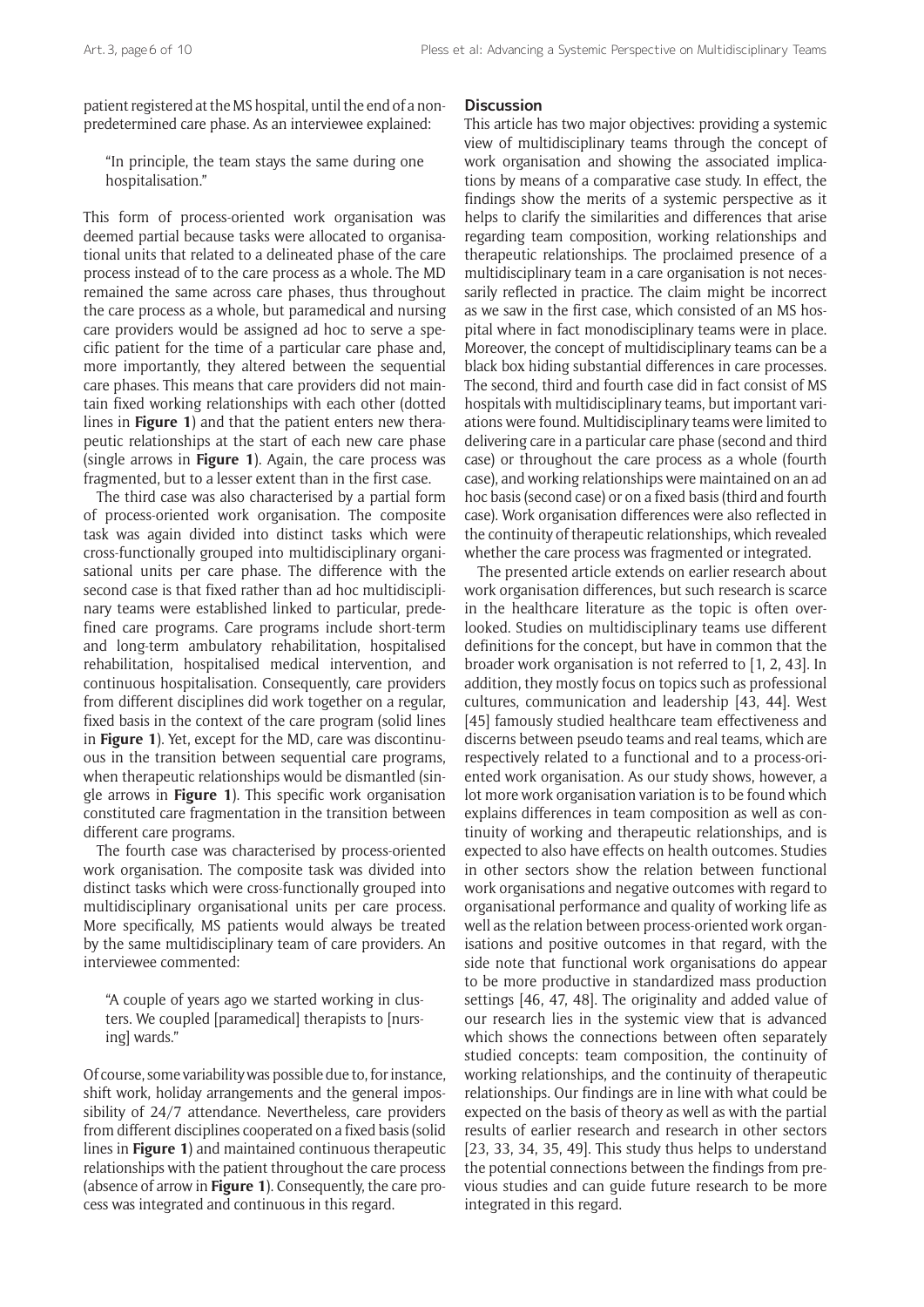patient registered at the MS hospital, until the end of a non-predetermined care phase. As an interviewee explained:

> "In principle, the team stays the same during one hospitalisation."

This form of process-oriented work organisation was deemed partial because tasks were allocated to organisational units that related to a delineated phase of the care process instead of to the care process as a whole. The MD remained the same across care phases, thus throughout the care process as a whole, but paramedical and nursing care providers would be assigned ad hoc to serve a specific patient for the time of a particular care phase and, more importantly, they altered between the sequential care phases. This means that care providers did not maintain fixed working relationships with each other (dotted lines in **Figure 1**) and that the patient enters new therapeutic relationships at the start of each new care phase (single arrows in **Figure 1**). Again, the care process was fragmented, but to a lesser extent than in the first case.

The third case was also characterised by a partial form of process-oriented work organisation. The composite task was again divided into distinct tasks which were cross-functionally grouped into multidisciplinary organisational units per care phase. The difference with the second case is that fixed rather than ad hoc multidisciplinary teams were established linked to particular, predefined care programs. Care programs include short-term and long-term ambulatory rehabilitation, hospitalised rehabilitation, hospitalised medical intervention, and continuous hospitalisation. Consequently, care providers from different disciplines did work together on a regular, fixed basis in the context of the care program (solid lines in **Figure 1**). Yet, except for the MD, care was discontinuous in the transition between sequential care programs, when therapeutic relationships would be dismantled (single arrows in **Figure 1**). This specific work organisation constituted care fragmentation in the transition between different care programs.

The fourth case was characterised by process-oriented work organisation. The composite task was divided into distinct tasks which were cross-functionally grouped into multidisciplinary organisational units per care process. More specifically, MS patients would always be treated by the same multidisciplinary team of care providers. An interviewee commented:

> "A couple of years ago we started working in clusters. We coupled [paramedical] therapists to [nursing] wards."

Of course, some variability was possible due to, for instance, shift work, holiday arrangements and the general impossibility of 24/7 attendance. Nevertheless, care providers from different disciplines cooperated on a fixed basis (solid lines in **Figure 1**) and maintained continuous therapeutic relationships with the patient throughout the care process (absence of arrow in **Figure 1**). Consequently, the care process was integrated and continuous in this regard.

## Discussion

This article has two major objectives: providing a systemic view of multidisciplinary teams through the concept of work organisation and showing the associated implications by means of a comparative case study. In effect, the findings show the merits of a systemic perspective as it helps to clarify the similarities and differences that arise regarding team composition, working relationships and therapeutic relationships. The proclaimed presence of a multidisciplinary team in a care organisation is not necessarily reflected in practice. The claim might be incorrect as we saw in the first case, which consisted of an MS hospital where in fact monodisciplinary teams were in place. Moreover, the concept of multidisciplinary teams can be a black box hiding substantial differences in care processes. The second, third and fourth case did in fact consist of MS hospitals with multidisciplinary teams, but important variations were found. Multidisciplinary teams were limited to delivering care in a particular care phase (second and third case) or throughout the care process as a whole (fourth case), and working relationships were maintained on an ad hoc basis (second case) or on a fixed basis (third and fourth case). Work organisation differences were also reflected in the continuity of therapeutic relationships, which revealed whether the care process was fragmented or integrated.

The presented article extends on earlier research about work organisation differences, but such research is scarce in the healthcare literature as the topic is often overlooked. Studies on multidisciplinary teams use different definitions for the concept, but have in common that the broader work organisation is not referred to [1, 2, 43]. In addition, they mostly focus on topics such as professional cultures, communication and leadership [43, 44]. West [45] famously studied healthcare team effectiveness and discerns between pseudo teams and real teams, which are respectively related to a functional and to a process-oriented work organisation. As our study shows, however, a lot more work organisation variation is to be found which explains differences in team composition as well as continuity of working and therapeutic relationships, and is expected to also have effects on health outcomes. Studies in other sectors show the relation between functional work organisations and negative outcomes with regard to organisational performance and quality of working life as well as the relation between process-oriented work organisations and positive outcomes in that regard, with the side note that functional work organisations do appear to be more productive in standardized mass production settings [46, 47, 48]. The originality and added value of our research lies in the systemic view that is advanced which shows the connections between often separately studied concepts: team composition, the continuity of working relationships, and the continuity of therapeutic relationships. Our findings are in line with what could be expected on the basis of theory as well as with the partial results of earlier research and research in other sectors [23, 33, 34, 35, 49]. This study thus helps to understand the potential connections between the findings from previous studies and can guide future research to be more integrated in this regard.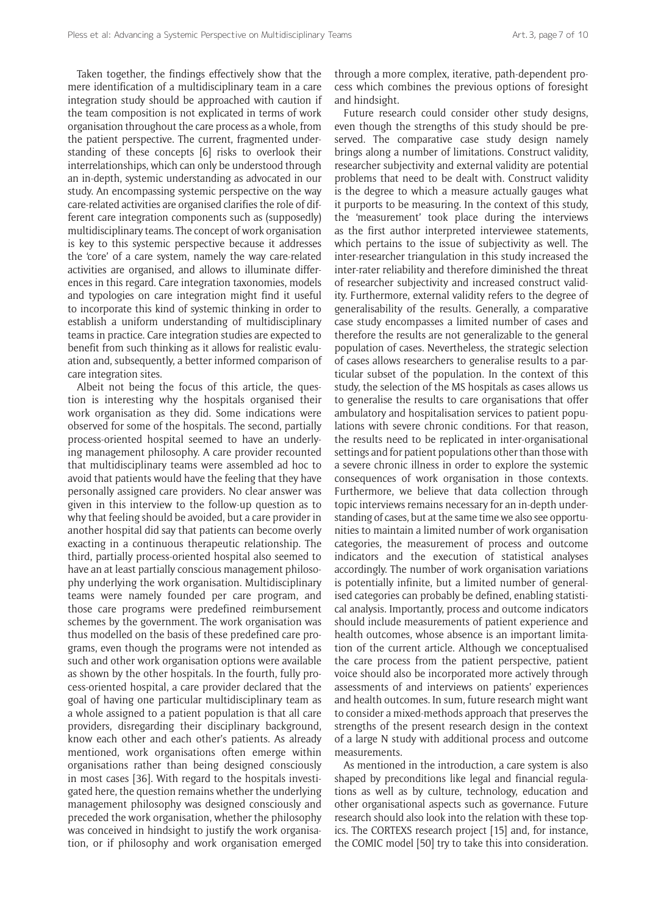Taken together, the findings effectively show that the mere identification of a multidisciplinary team in a care integration study should be approached with caution if the team composition is not explicated in terms of work organisation throughout the care process as a whole, from the patient perspective. The current, fragmented understanding of these concepts [6] risks to overlook their interrelationships, which can only be understood through an in-depth, systemic understanding as advocated in our study. An encompassing systemic perspective on the way care-related activities are organised clarifies the role of different care integration components such as (supposedly) multidisciplinary teams. The concept of work organisation is key to this systemic perspective because it addresses the 'core' of a care system, namely the way care-related activities are organised, and allows to illuminate differences in this regard. Care integration taxonomies, models and typologies on care integration might find it useful to incorporate this kind of systemic thinking in order to establish a uniform understanding of multidisciplinary teams in practice. Care integration studies are expected to benefit from such thinking as it allows for realistic evaluation and, subsequently, a better informed comparison of care integration sites.

Albeit not being the focus of this article, the question is interesting why the hospitals organised their work organisation as they did. Some indications were observed for some of the hospitals. The second, partially process-oriented hospital seemed to have an underlying management philosophy. A care provider recounted that multidisciplinary teams were assembled ad hoc to avoid that patients would have the feeling that they have personally assigned care providers. No clear answer was given in this interview to the follow-up question as to why that feeling should be avoided, but a care provider in another hospital did say that patients can become overly exacting in a continuous therapeutic relationship. The third, partially process-oriented hospital also seemed to have an at least partially conscious management philosophy underlying the work organisation. Multidisciplinary teams were namely founded per care program, and those care programs were predefined reimbursement schemes by the government. The work organisation was thus modelled on the basis of these predefined care programs, even though the programs were not intended as such and other work organisation options were available as shown by the other hospitals. In the fourth, fully process-oriented hospital, a care provider declared that the goal of having one particular multidisciplinary team as a whole assigned to a patient population is that all care providers, disregarding their disciplinary background, know each other and each other's patients. As already mentioned, work organisations often emerge within organisations rather than being designed consciously in most cases [36]. With regard to the hospitals investigated here, the question remains whether the underlying management philosophy was designed consciously and preceded the work organisation, whether the philosophy was conceived in hindsight to justify the work organisation, or if philosophy and work organisation emerged through a more complex, iterative, path-dependent process which combines the previous options of foresight and hindsight.

Future research could consider other study designs, even though the strengths of this study should be preserved. The comparative case study design namely brings along a number of limitations. Construct validity, researcher subjectivity and external validity are potential problems that need to be dealt with. Construct validity is the degree to which a measure actually gauges what it purports to be measuring. In the context of this study, the 'measurement' took place during the interviews as the first author interpreted interviewee statements, which pertains to the issue of subjectivity as well. The inter-researcher triangulation in this study increased the inter-rater reliability and therefore diminished the threat of researcher subjectivity and increased construct validity. Furthermore, external validity refers to the degree of generalisability of the results. Generally, a comparative case study encompasses a limited number of cases and therefore the results are not generalizable to the general population of cases. Nevertheless, the strategic selection of cases allows researchers to generalise results to a particular subset of the population. In the context of this study, the selection of the MS hospitals as cases allows us to generalise the results to care organisations that offer ambulatory and hospitalisation services to patient populations with severe chronic conditions. For that reason, the results need to be replicated in inter-organisational settings and for patient populations other than those with a severe chronic illness in order to explore the systemic consequences of work organisation in those contexts. Furthermore, we believe that data collection through topic interviews remains necessary for an in-depth understanding of cases, but at the same time we also see opportunities to maintain a limited number of work organisation categories, the measurement of process and outcome indicators and the execution of statistical analyses accordingly. The number of work organisation variations is potentially infinite, but a limited number of generalised categories can probably be defined, enabling statistical analysis. Importantly, process and outcome indicators should include measurements of patient experience and health outcomes, whose absence is an important limitation of the current article. Although we conceptualised the care process from the patient perspective, patient voice should also be incorporated more actively through assessments of and interviews on patients' experiences and health outcomes. In sum, future research might want to consider a mixed-methods approach that preserves the strengths of the present research design in the context of a large N study with additional process and outcome measurements.

As mentioned in the introduction, a care system is also shaped by preconditions like legal and financial regulations as well as by culture, technology, education and other organisational aspects such as governance. Future research should also look into the relation with these topics. The CORTEXS research project [15] and, for instance, the COMIC model [50] try to take this into consideration.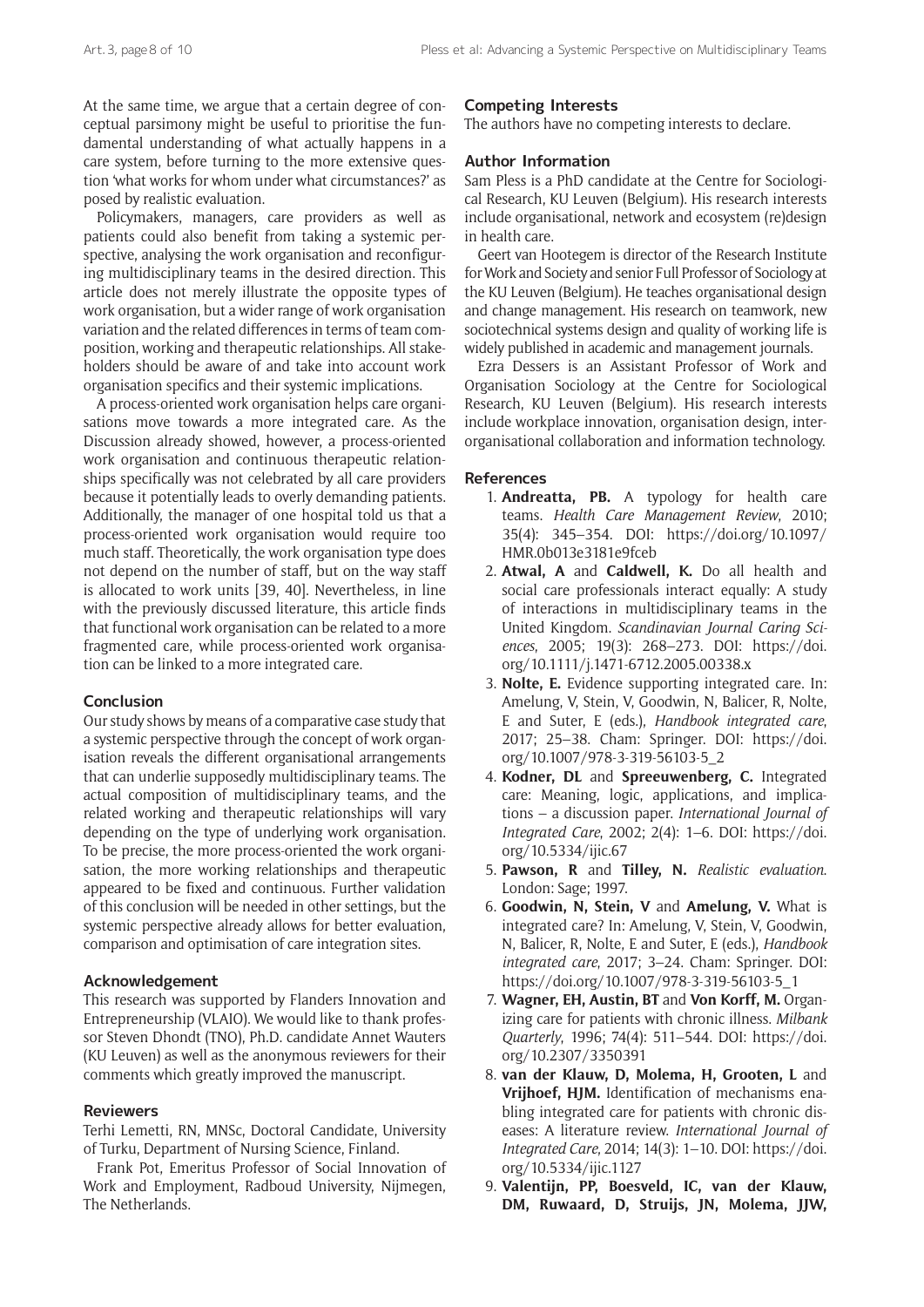At the same time, we argue that a certain degree of conceptual parsimony might be useful to prioritise the fundamental understanding of what actually happens in a care system, before turning to the more extensive question 'what works for whom under what circumstances?' as posed by realistic evaluation.

Policymakers, managers, care providers as well as patients could also benefit from taking a systemic perspective, analysing the work organisation and reconfiguring multidisciplinary teams in the desired direction. This article does not merely illustrate the opposite types of work organisation, but a wider range of work organisation variation and the related differences in terms of team composition, working and therapeutic relationships. All stakeholders should be aware of and take into account work organisation specifics and their systemic implications.

A process-oriented work organisation helps care organisations move towards a more integrated care. As the Discussion already showed, however, a process-oriented work organisation and continuous therapeutic relationships specifically was not celebrated by all care providers because it potentially leads to overly demanding patients. Additionally, the manager of one hospital told us that a process-oriented work organisation would require too much staff. Theoretically, the work organisation type does not depend on the number of staff, but on the way staff is allocated to work units [39, 40]. Nevertheless, in line with the previously discussed literature, this article finds that functional work organisation can be related to a more fragmented care, while process-oriented work organisation can be linked to a more integrated care.

## Conclusion

Our study shows by means of a comparative case study that a systemic perspective through the concept of work organisation reveals the different organisational arrangements that can underlie supposedly multidisciplinary teams. The actual composition of multidisciplinary teams, and the related working and therapeutic relationships will vary depending on the type of underlying work organisation. To be precise, the more process-oriented the work organisation, the more working relationships and therapeutic appeared to be fixed and continuous. Further validation of this conclusion will be needed in other settings, but the systemic perspective already allows for better evaluation, comparison and optimisation of care integration sites.

## Acknowledgement

This research was supported by Flanders Innovation and Entrepreneurship (VLAIO). We would like to thank professor Steven Dhondt (TNO), Ph.D. candidate Annet Wauters (KU Leuven) as well as the anonymous reviewers for their comments which greatly improved the manuscript.

## Reviewers

Terhi Lemetti, RN, MNSc, Doctoral Candidate, University of Turku, Department of Nursing Science, Finland.

Frank Pot, Emeritus Professor of Social Innovation of Work and Employment, Radboud University, Nijmegen, The Netherlands.

## Competing Interests

The authors have no competing interests to declare.

## Author Information

Sam Pless is a PhD candidate at the Centre for Sociological Research, KU Leuven (Belgium). His research interests include organisational, network and ecosystem (re)design in health care.

Geert van Hootegem is director of the Research Institute for Work and Society and senior Full Professor of Sociology at the KU Leuven (Belgium). He teaches organisational design and change management. His research on teamwork, new sociotechnical systems design and quality of working life is widely published in academic and management journals.

Ezra Dessers is an Assistant Professor of Work and Organisation Sociology at the Centre for Sociological Research, KU Leuven (Belgium). His research interests include workplace innovation, organisation design, inter-organisational collaboration and information technology.

## References

1. **Andreatta, PB.** A typology for health care teams. *Health Care Management Review*, 2010; 35(4): 345–354. DOI: https://doi.org/10.1097/HMR.0b013e3181e9fceb
2. **Atwal, A** and **Caldwell, K.** Do all health and social care professionals interact equally: A study of interactions in multidisciplinary teams in the United Kingdom. *Scandinavian Journal Caring Sciences*, 2005; 19(3): 268–273. DOI: https://doi.org/10.1111/j.1471-6712.2005.00338.x
3. **Nolte, E.** Evidence supporting integrated care. In: Amelung, V, Stein, V, Goodwin, N, Balicer, R, Nolte, E and Suter, E (eds.), *Handbook integrated care*, 2017; 25–38. Cham: Springer. DOI: https://doi.org/10.1007/978-3-319-56103-5_2
4. **Kodner, DL** and **Spreeuwenberg, C.** Integrated care: Meaning, logic, applications, and implications – a discussion paper. *International Journal of Integrated Care*, 2002; 2(4): 1–6. DOI: https://doi.org/10.5334/ijic.67
5. **Pawson, R** and **Tilley, N.** *Realistic evaluation*. London: Sage; 1997.
6. **Goodwin, N, Stein, V** and **Amelung, V.** What is integrated care? In: Amelung, V, Stein, V, Goodwin, N, Balicer, R, Nolte, E and Suter, E (eds.), *Handbook integrated care*, 2017; 3–24. Cham: Springer. DOI: https://doi.org/10.1007/978-3-319-56103-5_1
7. **Wagner, EH, Austin, BT** and **Von Korff, M.** Organizing care for patients with chronic illness. *Milbank Quarterly*, 1996; 74(4): 511–544. DOI: https://doi.org/10.2307/3350391
8. **van der Klauw, D, Molema, H, Grooten, L** and **Vrijhoef, HJM.** Identification of mechanisms enabling integrated care for patients with chronic diseases: A literature review. *International Journal of Integrated Care*, 2014; 14(3): 1–10. DOI: https://doi.org/10.5334/ijic.1127
9. **Valentijn, PP, Boesveld, IC, van der Klauw, DM, Ruwaard, D, Struijs, JN, Molema, JJW,**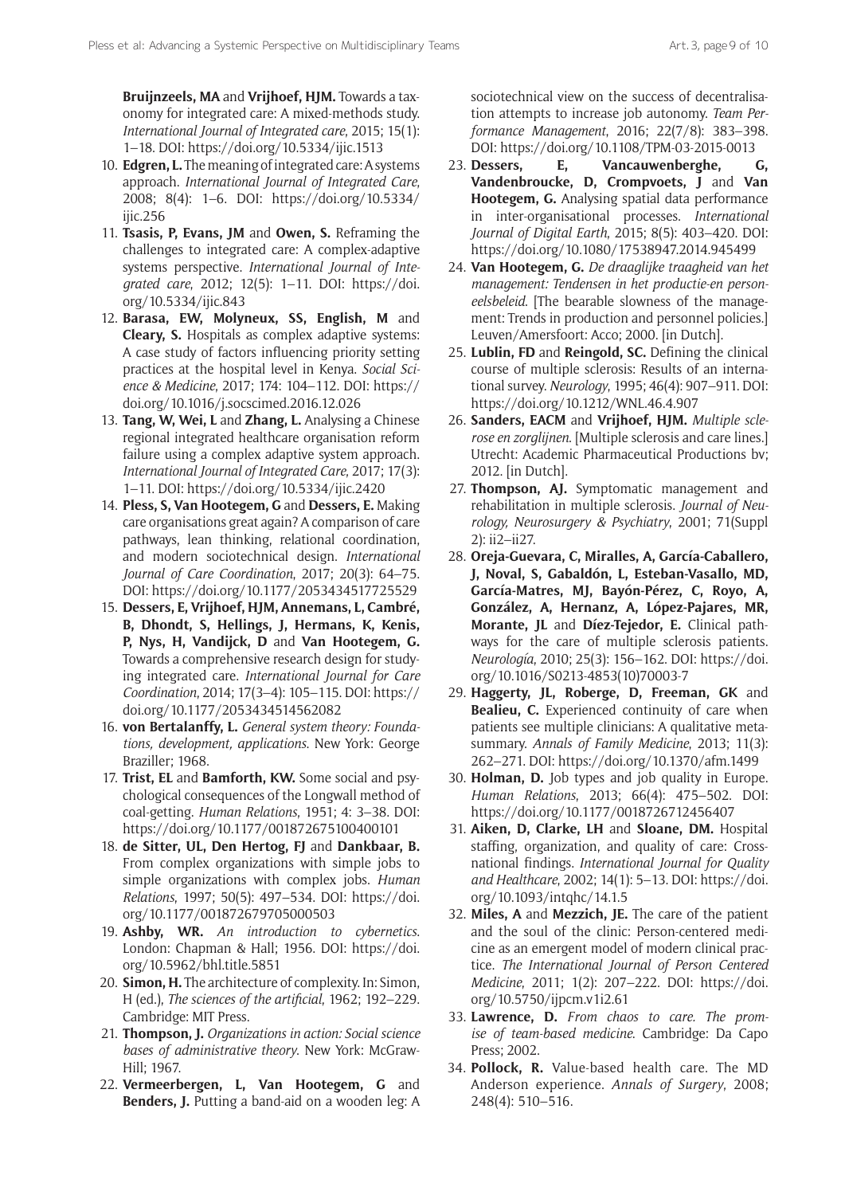**Bruijnzeels, MA** and **Vrijhoef, HJM.** Towards a taxonomy for integrated care: A mixed-methods study. *International Journal of Integrated Care*, 2015; 15(1): 1–18. DOI: https://doi.org/10.5334/ijic.1513

10. **Edgren, L.** The meaning of integrated care: A systems approach. *International Journal of Integrated Care*, 2008; 8(4): 1–6. DOI: https://doi.org/10.5334/ijic.256
11. **Tsasis, P, Evans, JM** and **Owen, S.** Reframing the challenges to integrated care: A complex-adaptive systems perspective. *International Journal of Integrated care*, 2012; 12(5): 1–11. DOI: https://doi.org/10.5334/ijic.843
12. **Barasa, EW, Molyneux, SS, English, M** and **Cleary, S.** Hospitals as complex adaptive systems: A case study of factors influencing priority setting practices at the hospital level in Kenya. *Social Science & Medicine*, 2017; 174: 104–112. DOI: https://doi.org/10.1016/j.socscimed.2016.12.026
13. **Tang, W, Wei, L** and **Zhang, L.** Analysing a Chinese regional integrated healthcare organisation reform failure using a complex adaptive system approach. *International Journal of Integrated Care*, 2017; 17(3): 1–11. DOI: https://doi.org/10.5334/ijic.2420
14. **Pless, S, Van Hootegem, G** and **Dessers, E.** Making care organisations great again? A comparison of care pathways, lean thinking, relational coordination, and modern sociotechnical design. *International Journal of Care Coordination*, 2017; 20(3): 64–75. DOI: https://doi.org/10.1177/2053434517725529
15. **Dessers, E, Vrijhoef, HJM, Annemans, L, Cambré, B, Dhondt, S, Hellings, J, Hermans, K, Kenis, P, Nys, H, Vandijck, D** and **Van Hootegem, G.** Towards a comprehensive research design for studying integrated care. *International Journal for Care Coordination*, 2014; 17(3–4): 105–115. DOI: https://doi.org/10.1177/2053434514562082
16. **von Bertalanffy, L.** *General system theory: Foundations, development, applications*. New York: George Braziller; 1968.
17. **Trist, EL** and **Bamforth, KW.** Some social and psychological consequences of the Longwall method of coal-getting. *Human Relations*, 1951; 4: 3–38. DOI: https://doi.org/10.1177/001872675100400101
18. **de Sitter, UL, Den Hertog, FJ** and **Dankbaar, B.** From complex organizations with simple jobs to simple organizations with complex jobs. *Human Relations*, 1997; 50(5): 497–534. DOI: https://doi.org/10.1177/001872679705000503
19. **Ashby, WR.** *An introduction to cybernetics*. London: Chapman & Hall; 1956. DOI: https://doi.org/10.5962/bhl.title.5851
20. **Simon, H.** The architecture of complexity. In: Simon, H (ed.), *The sciences of the artificial*, 1962; 192–229. Cambridge: MIT Press.
21. **Thompson, J.** *Organizations in action: Social science bases of administrative theory*. New York: McGraw-Hill; 1967.
22. **Vermeerbergen, L, Van Hootegem, G** and **Benders, J.** Putting a band-aid on a wooden leg: A sociotechnical view on the success of decentralisation attempts to increase job autonomy. *Team Performance Management*, 2016; 22(7/8): 383–398. DOI: https://doi.org/10.1108/TPM-03-2015-0013
23. **Dessers, E, Vancauwenberghe, G, Vandenbroucke, D, Crompvoets, J** and **Van Hootegem, G.** Analysing spatial data performance in inter-organisational processes. *International Journal of Digital Earth*, 2015; 8(5): 403–420. DOI: https://doi.org/10.1080/17538947.2014.945499
24. **Van Hootegem, G.** *De draaglijke traagheid van het management: Tendensen in het productie-en personeelsbeleid*. [The bearable slowness of the management: Trends in production and personnel policies.] Leuven/Amersfoort: Acco; 2000. [in Dutch].
25. **Lublin, FD** and **Reingold, SC.** Defining the clinical course of multiple sclerosis: Results of an international survey. *Neurology*, 1995; 46(4): 907–911. DOI: https://doi.org/10.1212/WNL.46.4.907
26. **Sanders, EACM** and **Vrijhoef, HJM.** *Multiple sclerose en zorglijnen*. [Multiple sclerosis and care lines.] Utrecht: Academic Pharmaceutical Productions bv; 2012. [in Dutch].
27. **Thompson, AJ.** Symptomatic management and rehabilitation in multiple sclerosis. *Journal of Neurology, Neurosurgery & Psychiatry*, 2001; 71(Suppl 2): ii2–ii27.
28. **Oreja-Guevara, C, Miralles, A, García-Caballero, J, Noval, S, Gabaldón, L, Esteban-Vasallo, MD, García-Matres, MJ, Bayón-Pérez, C, Royo, A, González, A, Hernanz, A, López-Pajares, MR, Morante, JL** and **Díez-Tejedor, E.** Clinical pathways for the care of multiple sclerosis patients. *Neurología*, 2010; 25(3): 156–162. DOI: https://doi.org/10.1016/S0213-4853(10)70003-7
29. **Haggerty, JL, Roberge, D, Freeman, GK** and **Bealieu, C.** Experienced continuity of care when patients see multiple clinicians: A qualitative metasummary. *Annals of Family Medicine*, 2013; 11(3): 262–271. DOI: https://doi.org/10.1370/afm.1499
30. **Holman, D.** Job types and job quality in Europe. *Human Relations*, 2013; 66(4): 475–502. DOI: https://doi.org/10.1177/0018726712456407
31. **Aiken, D, Clarke, LH** and **Sloane, DM.** Hospital staffing, organization, and quality of care: Cross-national findings. *International Journal for Quality and Healthcare*, 2002; 14(1): 5–13. DOI: https://doi.org/10.1093/intqhc/14.1.5
32. **Miles, A** and **Mezzich, JE.** The care of the patient and the soul of the clinic: Person-centered medicine as an emergent model of modern clinical practice. *The International Journal of Person Centered Medicine*, 2011; 1(2): 207–222. DOI: https://doi.org/10.5750/ijpcm.v1i2.61
33. **Lawrence, D.** *From chaos to care. The promise of team-based medicine*. Cambridge: Da Capo Press; 2002.
34. **Pollock, R.** Value-based health care. The MD Anderson experience. *Annals of Surgery*, 2008; 248(4): 510–516.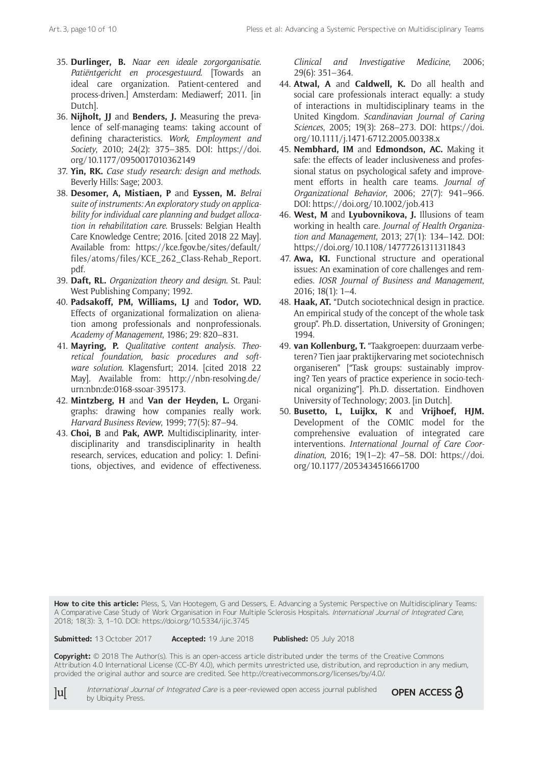35. **Durlinger, B.** *Naar een ideale zorgorganisatie. Patiëntgericht en procesgestuurd*. [Towards an ideal care organization. Patient-centered and process-driven.] Amsterdam: Mediawerf; 2011. [in Dutch].
36. **Nijholt, JJ** and **Benders, J.** Measuring the prevalence of self-managing teams: taking account of defining characteristics. *Work, Employment and Society*, 2010; 24(2): 375–385. DOI: https://doi.org/10.1177/0950017010362149
37. **Yin, RK.** *Case study research: design and methods*. Beverly Hills: Sage; 2003.
38. **Desomer, A, Mistiaen, P** and **Eyssen, M.** *Belrai suite of instruments: An exploratory study on applicability for individual care planning and budget allocation in rehabilitation care*. Brussels: Belgian Health Care Knowledge Centre; 2016. [cited 2018 22 May]. Available from: https://kce.fgov.be/sites/default/files/atoms/files/KCE_262_Class-Rehab_Report.pdf.
39. **Daft, RL.** *Organization theory and design*. St. Paul: West Publishing Company; 1992.
40. **Padsakoff, PM, Williams, LJ** and **Todor, WD.** Effects of organizational formalization on alienation among professionals and nonprofessionals. *Academy of Management*, 1986; 29: 820–831.
41. **Mayring, P.** *Qualitative content analysis. Theoretical foundation, basic procedures and software solution*. Klagensfurt; 2014. [cited 2018 22 May]. Available from: http://nbn-resolving.de/urn:nbn:de:0168-ssoar-395173.
42. **Mintzberg, H** and **Van der Heyden, L.** Organigraphs: drawing how companies really work. *Harvard Business Review*, 1999; 77(5): 87–94.
43. **Choi, B** and **Pak, AWP.** Multidisciplinarity, interdisciplinarity and transdisciplinarity in health research, services, education and policy: 1. Definitions, objectives, and evidence of effectiveness. *Clinical and Investigative Medicine*, 2006; 29(6): 351–364.
44. **Atwal, A** and **Caldwell, K.** Do all health and social care professionals interact equally: a study of interactions in multidisciplinary teams in the United Kingdom. *Scandinavian Journal of Caring Sciences*, 2005; 19(3): 268–273. DOI: https://doi.org/10.1111/j.1471-6712.2005.00338.x
45. **Nembhard, IM** and **Edmondson, AC.** Making it safe: the effects of leader inclusiveness and professional status on psychological safety and improvement efforts in health care teams. *Journal of Organizational Behavior*, 2006; 27(7): 941–966. DOI: https://doi.org/10.1002/job.413
46. **West, M** and **Lyubovnikova, J.** Illusions of team working in health care. *Journal of Health Organization and Management*, 2013; 27(1): 134–142. DOI: https://doi.org/10.1108/14777261311311843
47. **Awa, KI.** Functional structure and operational issues: An examination of core challenges and remedies. *IOSR Journal of Business and Management*, 2016; 18(1): 1–4.
48. **Haak, AT.** "Dutch sociotechnical design in practice. An empirical study of the concept of the whole task group". Ph.D. dissertation, University of Groningen; 1994.
49. **van Kollenburg, T.** "Taakgroepen: duurzaam verbeteren? Tien jaar praktijkervaring met sociotechnisch organiseren" ["Task groups: sustainably improving? Ten years of practice experience in socio-technical organizing"]. Ph.D. dissertation. Eindhoven University of Technology; 2003. [in Dutch].
50. **Busetto, L, Luijkx, K** and **Vrijhoef, HJM.** Development of the COMIC model for the comprehensive evaluation of integrated care interventions. *International Journal of Care Coordination*, 2016; 19(1–2): 47–58. DOI: https://doi.org/10.1177/2053434516661700

**How to cite this article:** Pless, S, Van Hootegem, G and Dessers, E. Advancing a Systemic Perspective on Multidisciplinary Teams: A Comparative Case Study of Work Organisation in Four Multiple Sclerosis Hospitals. *International Journal of Integrated Care*, 2018; 18(3): 3, 1–10. DOI: https://doi.org/10.5334/ijic.3745

**Submitted:** 13 October 2017 **Accepted:** 19 June 2018 **Published:** 05 July 2018

**Copyright:** © 2018 The Author(s). This is an open-access article distributed under the terms of the Creative Commons Attribution 4.0 International License (CC-BY 4.0), which permits unrestricted use, distribution, and reproduction in any medium, provided the original author and source are credited. See http://creativecommons.org/licenses/by/4.0/.

*International Journal of Integrated Care* is a peer-reviewed open access journal published by Ubiquity Press.

**OPEN ACCESS**